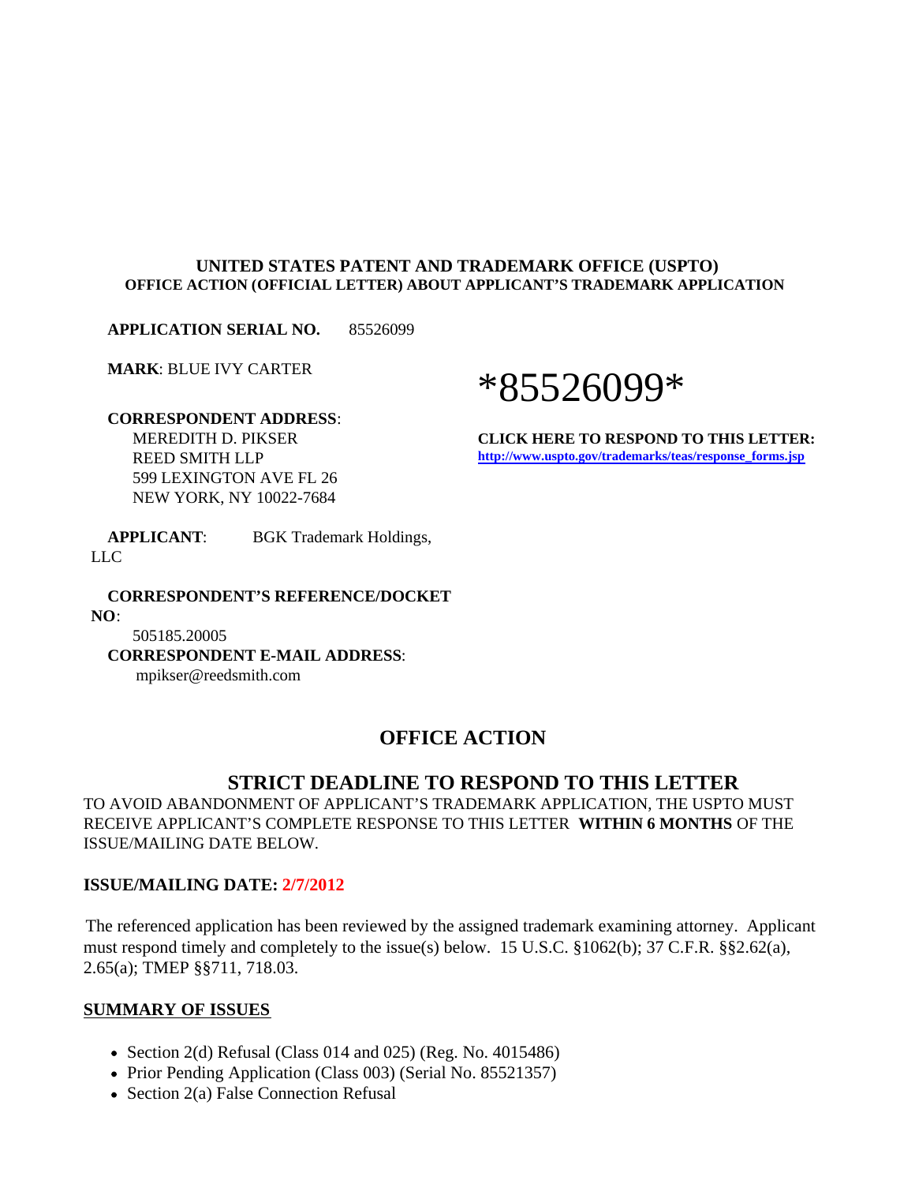**UNITED STATES PATENT AND TRADEMARK OFFICE (USPTO)**
**OFFICE ACTION (OFFICIAL LETTER) ABOUT APPLICANT'S TRADEMARK APPLICATION**

**APPLICATION SERIAL NO.** 85526099

**MARK**: BLUE IVY CARTER

*85526099*

**CORRESPONDENT ADDRESS**:
MEREDITH D. PIKSER
REED SMITH LLP
599 LEXINGTON AVE FL 26
NEW YORK, NY 10022-7684

**CLICK HERE TO RESPOND TO THIS LETTER:**
http://www.uspto.gov/trademarks/teas/response_forms.jsp

**APPLICANT**: BGK Trademark Holdings, LLC

**CORRESPONDENT'S REFERENCE/DOCKET NO**:
505185.20005

**CORRESPONDENT E-MAIL ADDRESS**:
mpikser@reedsmith.com

## OFFICE ACTION

## STRICT DEADLINE TO RESPOND TO THIS LETTER

TO AVOID ABANDONMENT OF APPLICANT'S TRADEMARK APPLICATION, THE USPTO MUST RECEIVE APPLICANT'S COMPLETE RESPONSE TO THIS LETTER **WITHIN 6 MONTHS** OF THE ISSUE/MAILING DATE BELOW.

**ISSUE/MAILING DATE: 2/7/2012**

The referenced application has been reviewed by the assigned trademark examining attorney. Applicant must respond timely and completely to the issue(s) below. 15 U.S.C. §1062(b); 37 C.F.R. §§2.62(a), 2.65(a); TMEP §§711, 718.03.

**SUMMARY OF ISSUES**

- Section 2(d) Refusal (Class 014 and 025) (Reg. No. 4015486)
- Prior Pending Application (Class 003) (Serial No. 85521357)
- Section 2(a) False Connection Refusal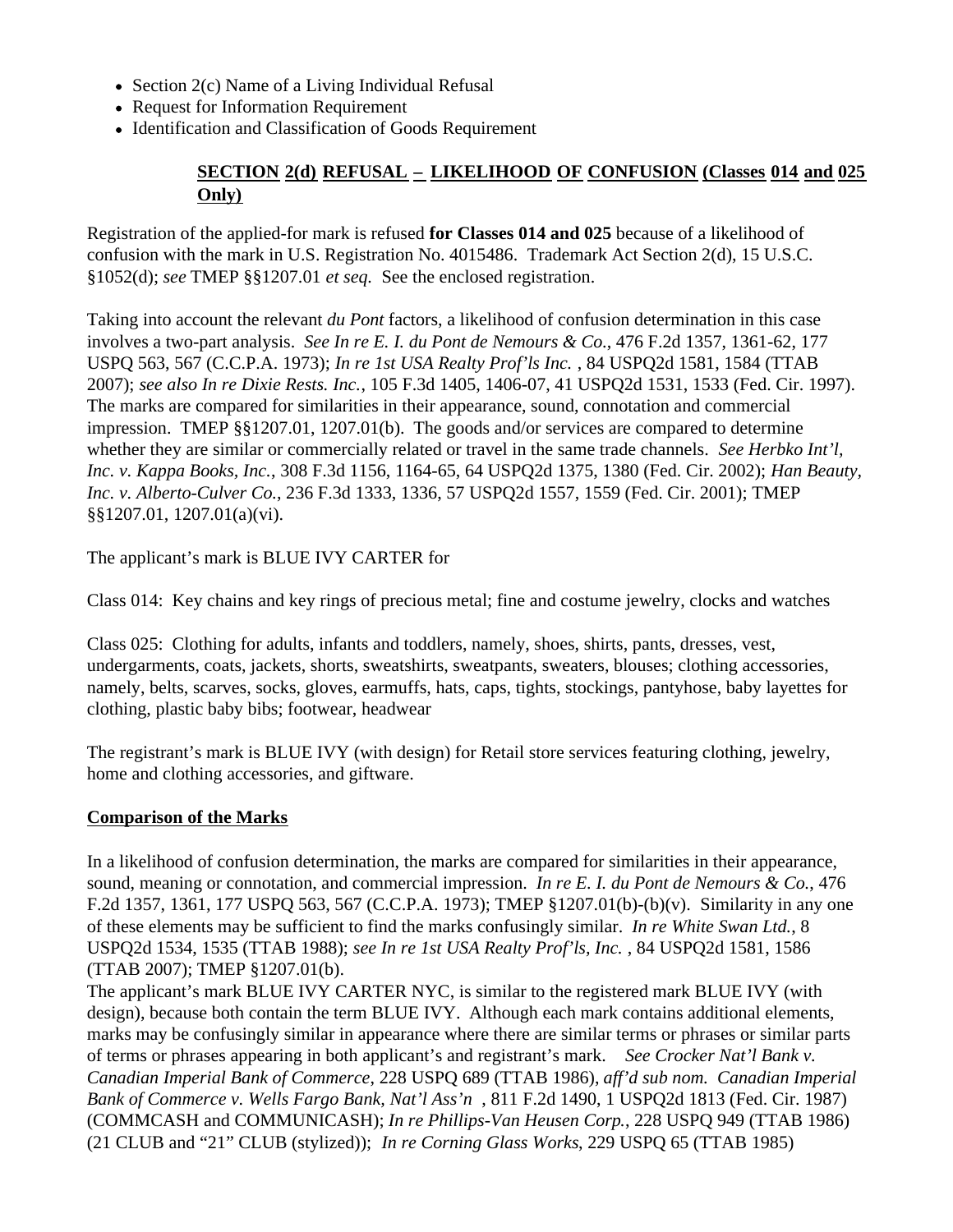- Section 2(c) Name of a Living Individual Refusal
- Request for Information Requirement
- Identification and Classification of Goods Requirement

## SECTION 2(d) REFUSAL – LIKELIHOOD OF CONFUSION (Classes 014 and 025 Only)

Registration of the applied-for mark is refused **for Classes 014 and 025** because of a likelihood of confusion with the mark in U.S. Registration No. 4015486. Trademark Act Section 2(d), 15 U.S.C. §1052(d); *see* TMEP §§1207.01 *et seq.* See the enclosed registration.

Taking into account the relevant *du Pont* factors, a likelihood of confusion determination in this case involves a two-part analysis. *See In re E. I. du Pont de Nemours & Co.*, 476 F.2d 1357, 1361-62, 177 USPQ 563, 567 (C.C.P.A. 1973); *In re 1st USA Realty Prof'ls Inc.* , 84 USPQ2d 1581, 1584 (TTAB 2007); *see also In re Dixie Rests. Inc.*, 105 F.3d 1405, 1406-07, 41 USPQ2d 1531, 1533 (Fed. Cir. 1997). The marks are compared for similarities in their appearance, sound, connotation and commercial impression. TMEP §§1207.01, 1207.01(b). The goods and/or services are compared to determine whether they are similar or commercially related or travel in the same trade channels. *See Herbko Int'l, Inc. v. Kappa Books, Inc.*, 308 F.3d 1156, 1164-65, 64 USPQ2d 1375, 1380 (Fed. Cir. 2002); *Han Beauty, Inc. v. Alberto-Culver Co.*, 236 F.3d 1333, 1336, 57 USPQ2d 1557, 1559 (Fed. Cir. 2001); TMEP §§1207.01, 1207.01(a)(vi).

The applicant's mark is BLUE IVY CARTER for

Class 014: Key chains and key rings of precious metal; fine and costume jewelry, clocks and watches

Class 025: Clothing for adults, infants and toddlers, namely, shoes, shirts, pants, dresses, vest, undergarments, coats, jackets, shorts, sweatshirts, sweatpants, sweaters, blouses; clothing accessories, namely, belts, scarves, socks, gloves, earmuffs, hats, caps, tights, stockings, pantyhose, baby layettes for clothing, plastic baby bibs; footwear, headwear

The registrant's mark is BLUE IVY (with design) for Retail store services featuring clothing, jewelry, home and clothing accessories, and giftware.

### Comparison of the Marks

In a likelihood of confusion determination, the marks are compared for similarities in their appearance, sound, meaning or connotation, and commercial impression. *In re E. I. du Pont de Nemours & Co.*, 476 F.2d 1357, 1361, 177 USPQ 563, 567 (C.C.P.A. 1973); TMEP §1207.01(b)-(b)(v). Similarity in any one of these elements may be sufficient to find the marks confusingly similar. *In re White Swan Ltd.*, 8 USPQ2d 1534, 1535 (TTAB 1988); *see In re 1st USA Realty Prof'ls, Inc.* , 84 USPQ2d 1581, 1586 (TTAB 2007); TMEP §1207.01(b).

The applicant's mark BLUE IVY CARTER NYC, is similar to the registered mark BLUE IVY (with design), because both contain the term BLUE IVY. Although each mark contains additional elements, marks may be confusingly similar in appearance where there are similar terms or phrases or similar parts of terms or phrases appearing in both applicant's and registrant's mark. *See Crocker Nat'l Bank v. Canadian Imperial Bank of Commerce*, 228 USPQ 689 (TTAB 1986), *aff'd sub nom. Canadian Imperial Bank of Commerce v. Wells Fargo Bank, Nat'l Ass'n* , 811 F.2d 1490, 1 USPQ2d 1813 (Fed. Cir. 1987) (COMMCASH and COMMUNICASH); *In re Phillips-Van Heusen Corp.*, 228 USPQ 949 (TTAB 1986) (21 CLUB and "21" CLUB (stylized)); *In re Corning Glass Works*, 229 USPQ 65 (TTAB 1985)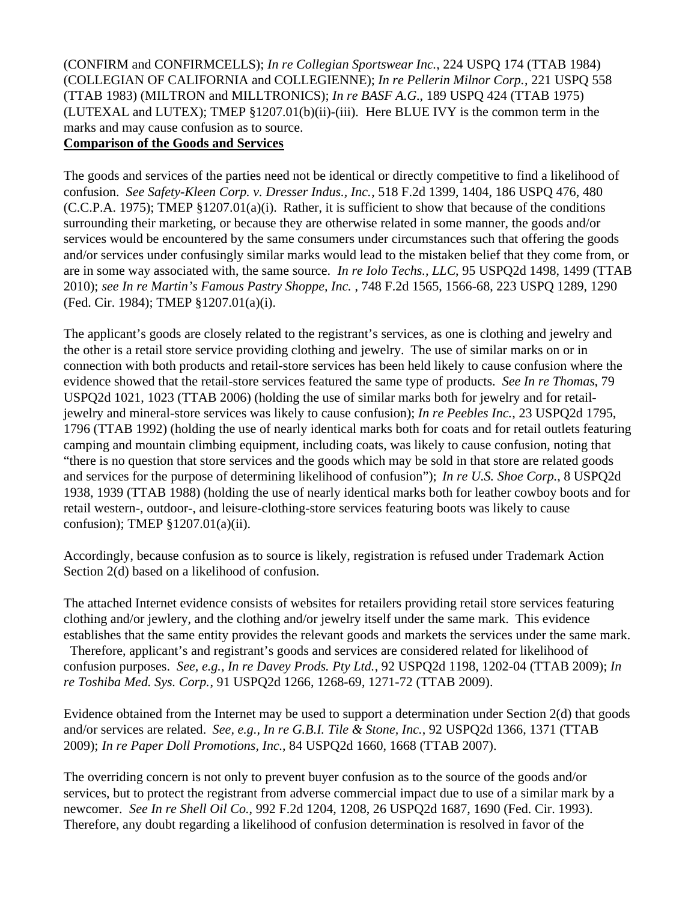(CONFIRM and CONFIRMCELLS); *In re Collegian Sportswear Inc.*, 224 USPQ 174 (TTAB 1984) (COLLEGIAN OF CALIFORNIA and COLLEGIENNE); *In re Pellerin Milnor Corp.*, 221 USPQ 558 (TTAB 1983) (MILTRON and MILLTRONICS); *In re BASF A.G.*, 189 USPQ 424 (TTAB 1975) (LUTEXAL and LUTEX); TMEP §1207.01(b)(ii)-(iii). Here BLUE IVY is the common term in the marks and may cause confusion as to source.

**Comparison of the Goods and Services**

The goods and services of the parties need not be identical or directly competitive to find a likelihood of confusion. *See Safety-Kleen Corp. v. Dresser Indus., Inc.*, 518 F.2d 1399, 1404, 186 USPQ 476, 480 (C.C.P.A. 1975); TMEP §1207.01(a)(i). Rather, it is sufficient to show that because of the conditions surrounding their marketing, or because they are otherwise related in some manner, the goods and/or services would be encountered by the same consumers under circumstances such that offering the goods and/or services under confusingly similar marks would lead to the mistaken belief that they come from, or are in some way associated with, the same source. *In re Iolo Techs., LLC*, 95 USPQ2d 1498, 1499 (TTAB 2010); *see In re Martin's Famous Pastry Shoppe, Inc.* , 748 F.2d 1565, 1566-68, 223 USPQ 1289, 1290 (Fed. Cir. 1984); TMEP §1207.01(a)(i).

The applicant's goods are closely related to the registrant's services, as one is clothing and jewelry and the other is a retail store service providing clothing and jewelry. The use of similar marks on or in connection with both products and retail-store services has been held likely to cause confusion where the evidence showed that the retail-store services featured the same type of products. *See In re Thomas*, 79 USPQ2d 1021, 1023 (TTAB 2006) (holding the use of similar marks both for jewelry and for retail-jewelry and mineral-store services was likely to cause confusion); *In re Peebles Inc.*, 23 USPQ2d 1795, 1796 (TTAB 1992) (holding the use of nearly identical marks both for coats and for retail outlets featuring camping and mountain climbing equipment, including coats, was likely to cause confusion, noting that "there is no question that store services and the goods which may be sold in that store are related goods and services for the purpose of determining likelihood of confusion"); *In re U.S. Shoe Corp.*, 8 USPQ2d 1938, 1939 (TTAB 1988) (holding the use of nearly identical marks both for leather cowboy boots and for retail western-, outdoor-, and leisure-clothing-store services featuring boots was likely to cause confusion); TMEP §1207.01(a)(ii).

Accordingly, because confusion as to source is likely, registration is refused under Trademark Action Section 2(d) based on a likelihood of confusion.

The attached Internet evidence consists of websites for retailers providing retail store services featuring clothing and/or jewlery, and the clothing and/or jewelry itself under the same mark. This evidence establishes that the same entity provides the relevant goods and markets the services under the same mark. Therefore, applicant's and registrant's goods and services are considered related for likelihood of confusion purposes. *See, e.g., In re Davey Prods. Pty Ltd.*, 92 USPQ2d 1198, 1202-04 (TTAB 2009); *In re Toshiba Med. Sys. Corp.*, 91 USPQ2d 1266, 1268-69, 1271-72 (TTAB 2009).

Evidence obtained from the Internet may be used to support a determination under Section 2(d) that goods and/or services are related. *See, e.g., In re G.B.I. Tile & Stone, Inc.*, 92 USPQ2d 1366, 1371 (TTAB 2009); *In re Paper Doll Promotions, Inc.*, 84 USPQ2d 1660, 1668 (TTAB 2007).

The overriding concern is not only to prevent buyer confusion as to the source of the goods and/or services, but to protect the registrant from adverse commercial impact due to use of a similar mark by a newcomer. *See In re Shell Oil Co.*, 992 F.2d 1204, 1208, 26 USPQ2d 1687, 1690 (Fed. Cir. 1993). Therefore, any doubt regarding a likelihood of confusion determination is resolved in favor of the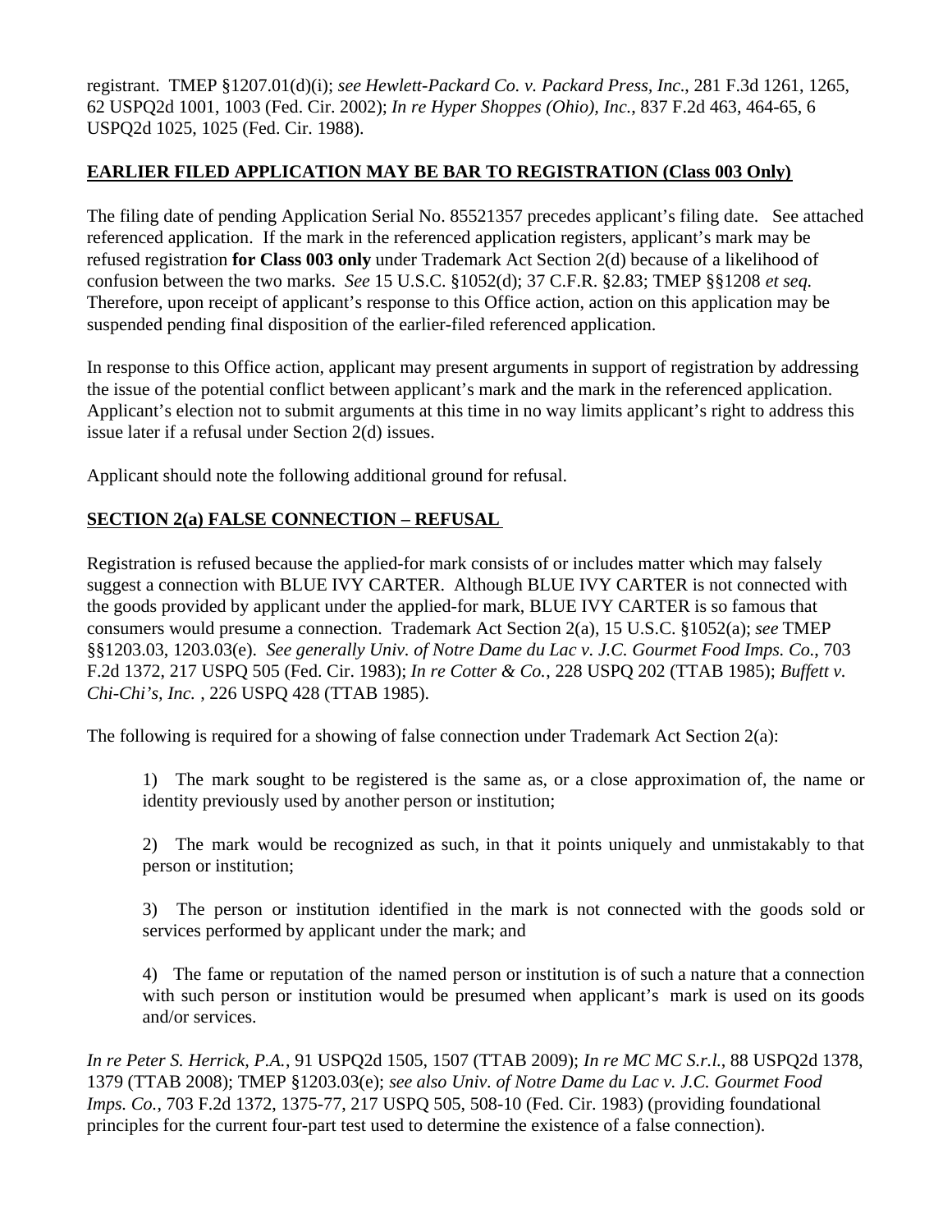registrant. TMEP §1207.01(d)(i); *see Hewlett-Packard Co. v. Packard Press, Inc.*, 281 F.3d 1261, 1265, 62 USPQ2d 1001, 1003 (Fed. Cir. 2002); *In re Hyper Shoppes (Ohio), Inc.*, 837 F.2d 463, 464-65, 6 USPQ2d 1025, 1025 (Fed. Cir. 1988).

**EARLIER FILED APPLICATION MAY BE BAR TO REGISTRATION (Class 003 Only)**

The filing date of pending Application Serial No. 85521357 precedes applicant's filing date. See attached referenced application. If the mark in the referenced application registers, applicant's mark may be refused registration **for Class 003 only** under Trademark Act Section 2(d) because of a likelihood of confusion between the two marks. *See* 15 U.S.C. §1052(d); 37 C.F.R. §2.83; TMEP §§1208 *et seq.* Therefore, upon receipt of applicant's response to this Office action, action on this application may be suspended pending final disposition of the earlier-filed referenced application.

In response to this Office action, applicant may present arguments in support of registration by addressing the issue of the potential conflict between applicant's mark and the mark in the referenced application. Applicant's election not to submit arguments at this time in no way limits applicant's right to address this issue later if a refusal under Section 2(d) issues.

Applicant should note the following additional ground for refusal.

**SECTION 2(a) FALSE CONNECTION – REFUSAL**

Registration is refused because the applied-for mark consists of or includes matter which may falsely suggest a connection with BLUE IVY CARTER. Although BLUE IVY CARTER is not connected with the goods provided by applicant under the applied-for mark, BLUE IVY CARTER is so famous that consumers would presume a connection. Trademark Act Section 2(a), 15 U.S.C. §1052(a); *see* TMEP §§1203.03, 1203.03(e). *See generally Univ. of Notre Dame du Lac v. J.C. Gourmet Food Imps. Co.*, 703 F.2d 1372, 217 USPQ 505 (Fed. Cir. 1983); *In re Cotter & Co.*, 228 USPQ 202 (TTAB 1985); *Buffett v. Chi-Chi's, Inc.* , 226 USPQ 428 (TTAB 1985).

The following is required for a showing of false connection under Trademark Act Section 2(a):

1) The mark sought to be registered is the same as, or a close approximation of, the name or identity previously used by another person or institution;

2) The mark would be recognized as such, in that it points uniquely and unmistakably to that person or institution;

3) The person or institution identified in the mark is not connected with the goods sold or services performed by applicant under the mark; and

4) The fame or reputation of the named person or institution is of such a nature that a connection with such person or institution would be presumed when applicant's mark is used on its goods and/or services.

*In re Peter S. Herrick, P.A.*, 91 USPQ2d 1505, 1507 (TTAB 2009); *In re MC MC S.r.l.*, 88 USPQ2d 1378, 1379 (TTAB 2008); TMEP §1203.03(e); *see also Univ. of Notre Dame du Lac v. J.C. Gourmet Food Imps. Co.*, 703 F.2d 1372, 1375-77, 217 USPQ 505, 508-10 (Fed. Cir. 1983) (providing foundational principles for the current four-part test used to determine the existence of a false connection).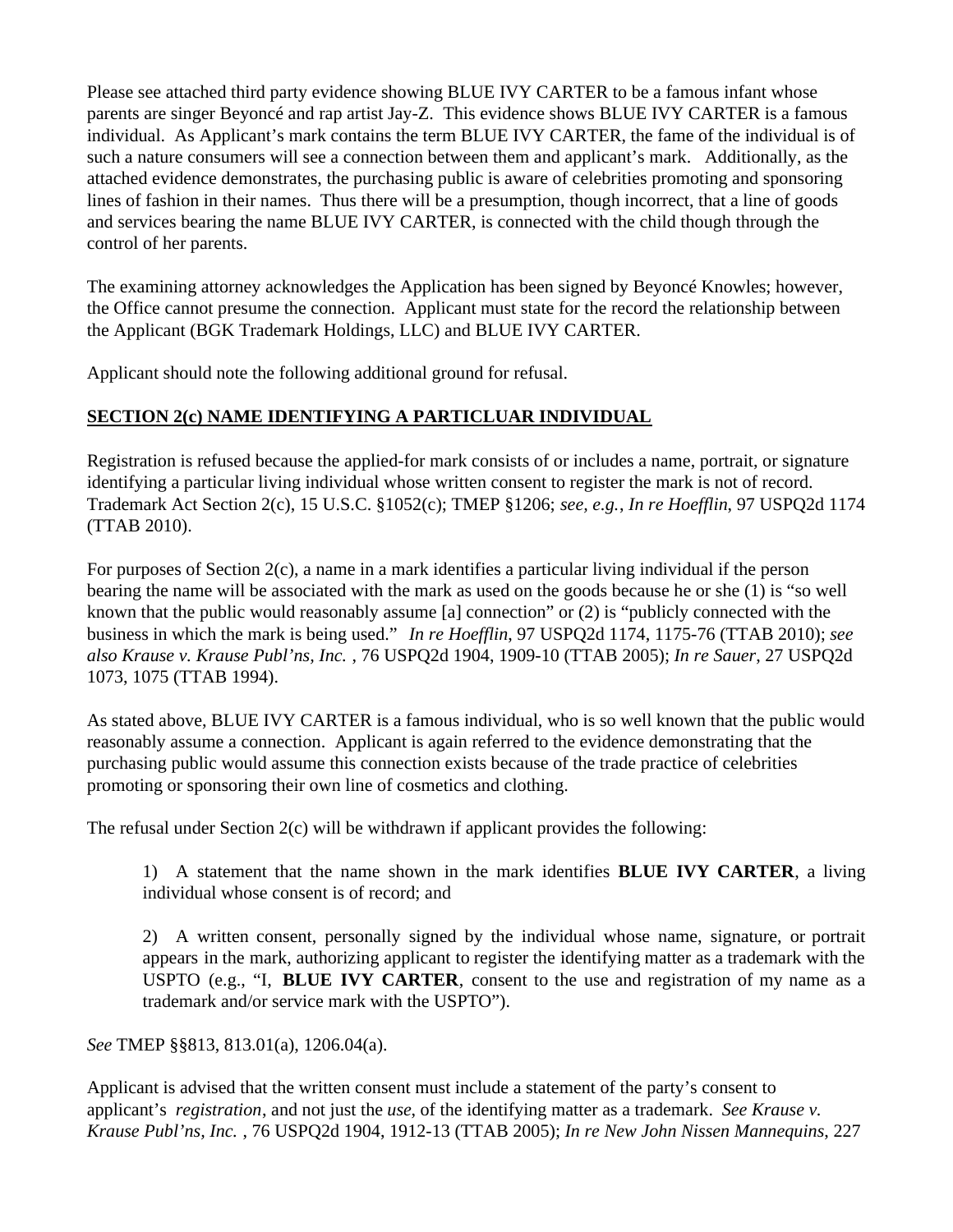Please see attached third party evidence showing BLUE IVY CARTER to be a famous infant whose parents are singer Beyoncé and rap artist Jay-Z. This evidence shows BLUE IVY CARTER is a famous individual. As Applicant's mark contains the term BLUE IVY CARTER, the fame of the individual is of such a nature consumers will see a connection between them and applicant's mark. Additionally, as the attached evidence demonstrates, the purchasing public is aware of celebrities promoting and sponsoring lines of fashion in their names. Thus there will be a presumption, though incorrect, that a line of goods and services bearing the name BLUE IVY CARTER, is connected with the child though through the control of her parents.

The examining attorney acknowledges the Application has been signed by Beyoncé Knowles; however, the Office cannot presume the connection. Applicant must state for the record the relationship between the Applicant (BGK Trademark Holdings, LLC) and BLUE IVY CARTER.

Applicant should note the following additional ground for refusal.

**SECTION 2(c) NAME IDENTIFYING A PARTICLUAR INDIVIDUAL**

Registration is refused because the applied-for mark consists of or includes a name, portrait, or signature identifying a particular living individual whose written consent to register the mark is not of record. Trademark Act Section 2(c), 15 U.S.C. §1052(c); TMEP §1206; *see, e.g., In re Hoefflin*, 97 USPQ2d 1174 (TTAB 2010).

For purposes of Section 2(c), a name in a mark identifies a particular living individual if the person bearing the name will be associated with the mark as used on the goods because he or she (1) is "so well known that the public would reasonably assume [a] connection" or (2) is "publicly connected with the business in which the mark is being used." *In re Hoefflin*, 97 USPQ2d 1174, 1175-76 (TTAB 2010); *see also Krause v. Krause Publ'ns, Inc.* , 76 USPQ2d 1904, 1909-10 (TTAB 2005); *In re Sauer*, 27 USPQ2d 1073, 1075 (TTAB 1994).

As stated above, BLUE IVY CARTER is a famous individual, who is so well known that the public would reasonably assume a connection. Applicant is again referred to the evidence demonstrating that the purchasing public would assume this connection exists because of the trade practice of celebrities promoting or sponsoring their own line of cosmetics and clothing.

The refusal under Section 2(c) will be withdrawn if applicant provides the following:

> 1) A statement that the name shown in the mark identifies **BLUE IVY CARTER**, a living individual whose consent is of record; and
>
> 2) A written consent, personally signed by the individual whose name, signature, or portrait appears in the mark, authorizing applicant to register the identifying matter as a trademark with the USPTO (e.g., "I, **BLUE IVY CARTER**, consent to the use and registration of my name as a trademark and/or service mark with the USPTO").

*See* TMEP §§813, 813.01(a), 1206.04(a).

Applicant is advised that the written consent must include a statement of the party's consent to applicant's *registration*, and not just the *use*, of the identifying matter as a trademark. *See Krause v. Krause Publ'ns, Inc.* , 76 USPQ2d 1904, 1912-13 (TTAB 2005); *In re New John Nissen Mannequins*, 227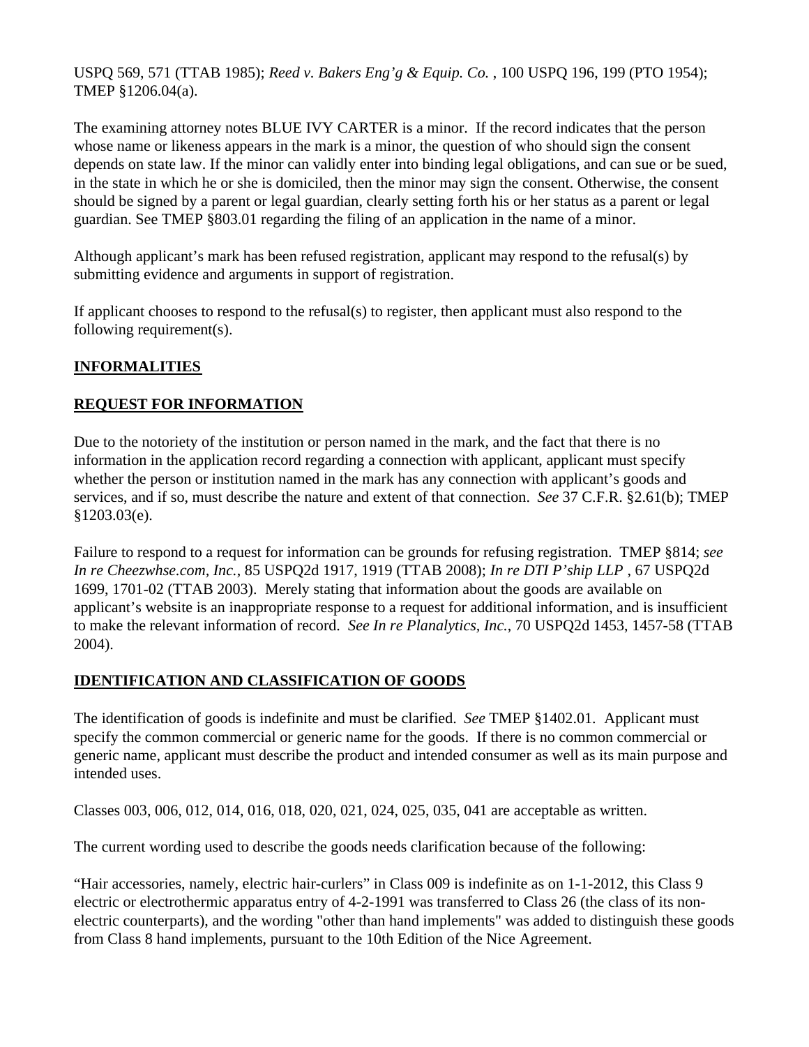USPQ 569, 571 (TTAB 1985); *Reed v. Bakers Eng'g & Equip. Co.* , 100 USPQ 196, 199 (PTO 1954); TMEP §1206.04(a).

The examining attorney notes BLUE IVY CARTER is a minor. If the record indicates that the person whose name or likeness appears in the mark is a minor, the question of who should sign the consent depends on state law. If the minor can validly enter into binding legal obligations, and can sue or be sued, in the state in which he or she is domiciled, then the minor may sign the consent. Otherwise, the consent should be signed by a parent or legal guardian, clearly setting forth his or her status as a parent or legal guardian. See TMEP §803.01 regarding the filing of an application in the name of a minor.

Although applicant's mark has been refused registration, applicant may respond to the refusal(s) by submitting evidence and arguments in support of registration.

If applicant chooses to respond to the refusal(s) to register, then applicant must also respond to the following requirement(s).

**INFORMALITIES**

**REQUEST FOR INFORMATION**

Due to the notoriety of the institution or person named in the mark, and the fact that there is no information in the application record regarding a connection with applicant, applicant must specify whether the person or institution named in the mark has any connection with applicant's goods and services, and if so, must describe the nature and extent of that connection. *See* 37 C.F.R. §2.61(b); TMEP §1203.03(e).

Failure to respond to a request for information can be grounds for refusing registration. TMEP §814; *see In re Cheezwhse.com, Inc.*, 85 USPQ2d 1917, 1919 (TTAB 2008); *In re DTI P'ship LLP* , 67 USPQ2d 1699, 1701-02 (TTAB 2003). Merely stating that information about the goods are available on applicant's website is an inappropriate response to a request for additional information, and is insufficient to make the relevant information of record. *See In re Planalytics, Inc.*, 70 USPQ2d 1453, 1457-58 (TTAB 2004).

**IDENTIFICATION AND CLASSIFICATION OF GOODS**

The identification of goods is indefinite and must be clarified. *See* TMEP §1402.01. Applicant must specify the common commercial or generic name for the goods. If there is no common commercial or generic name, applicant must describe the product and intended consumer as well as its main purpose and intended uses.

Classes 003, 006, 012, 014, 016, 018, 020, 021, 024, 025, 035, 041 are acceptable as written.

The current wording used to describe the goods needs clarification because of the following:

"Hair accessories, namely, electric hair-curlers" in Class 009 is indefinite as on 1-1-2012, this Class 9 electric or electrothermic apparatus entry of 4-2-1991 was transferred to Class 26 (the class of its non-electric counterparts), and the wording "other than hand implements" was added to distinguish these goods from Class 8 hand implements, pursuant to the 10th Edition of the Nice Agreement.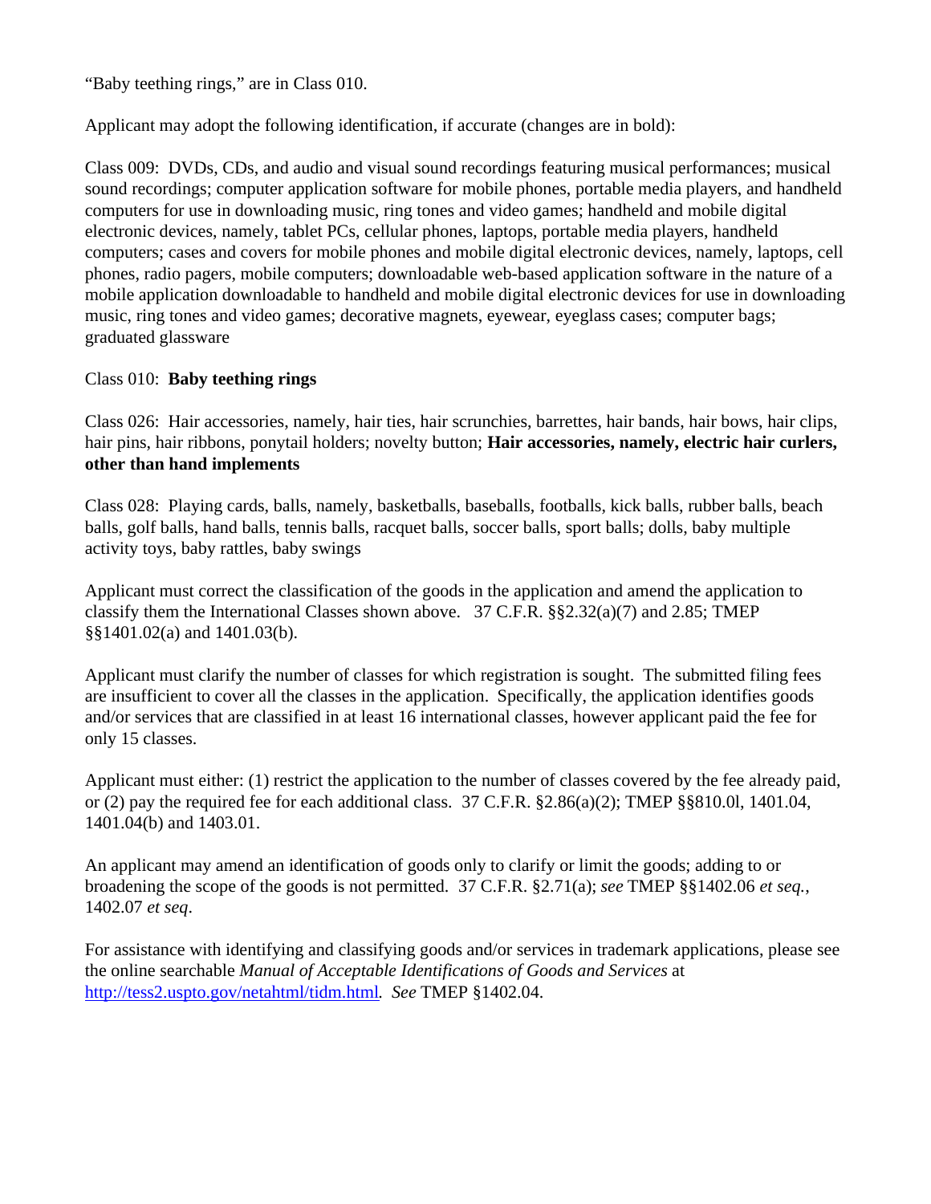"Baby teething rings," are in Class 010.

Applicant may adopt the following identification, if accurate (changes are in bold):

Class 009: DVDs, CDs, and audio and visual sound recordings featuring musical performances; musical sound recordings; computer application software for mobile phones, portable media players, and handheld computers for use in downloading music, ring tones and video games; handheld and mobile digital electronic devices, namely, tablet PCs, cellular phones, laptops, portable media players, handheld computers; cases and covers for mobile phones and mobile digital electronic devices, namely, laptops, cell phones, radio pagers, mobile computers; downloadable web-based application software in the nature of a mobile application downloadable to handheld and mobile digital electronic devices for use in downloading music, ring tones and video games; decorative magnets, eyewear, eyeglass cases; computer bags; graduated glassware

Class 010: **Baby teething rings**

Class 026: Hair accessories, namely, hair ties, hair scrunchies, barrettes, hair bands, hair bows, hair clips, hair pins, hair ribbons, ponytail holders; novelty button; **Hair accessories, namely, electric hair curlers, other than hand implements**

Class 028: Playing cards, balls, namely, basketballs, baseballs, footballs, kick balls, rubber balls, beach balls, golf balls, hand balls, tennis balls, racquet balls, soccer balls, sport balls; dolls, baby multiple activity toys, baby rattles, baby swings

Applicant must correct the classification of the goods in the application and amend the application to classify them the International Classes shown above. 37 C.F.R. §§2.32(a)(7) and 2.85; TMEP §§1401.02(a) and 1401.03(b).

Applicant must clarify the number of classes for which registration is sought. The submitted filing fees are insufficient to cover all the classes in the application. Specifically, the application identifies goods and/or services that are classified in at least 16 international classes, however applicant paid the fee for only 15 classes.

Applicant must either: (1) restrict the application to the number of classes covered by the fee already paid, or (2) pay the required fee for each additional class. 37 C.F.R. §2.86(a)(2); TMEP §§810.0l, 1401.04, 1401.04(b) and 1403.01.

An applicant may amend an identification of goods only to clarify or limit the goods; adding to or broadening the scope of the goods is not permitted. 37 C.F.R. §2.71(a); *see* TMEP §§1402.06 *et seq.*, 1402.07 *et seq*.

For assistance with identifying and classifying goods and/or services in trademark applications, please see the online searchable *Manual of Acceptable Identifications of Goods and Services* at http://tess2.uspto.gov/netahtml/tidm.html. *See* TMEP §1402.04.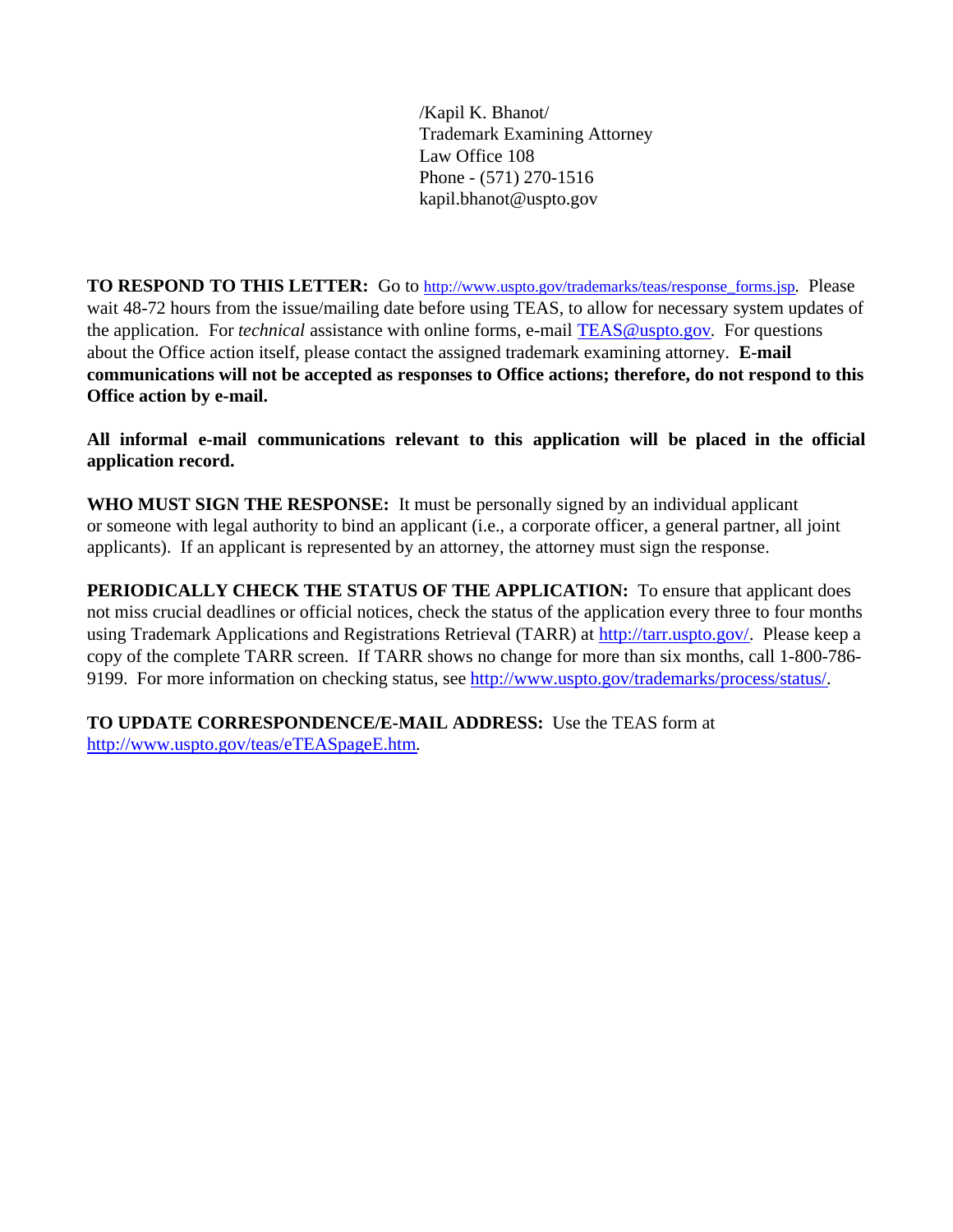/Kapil K. Bhanot/  
Trademark Examining Attorney  
Law Office 108  
Phone - (571) 270-1516  
kapil.bhanot@uspto.gov

**TO RESPOND TO THIS LETTER:** Go to http://www.uspto.gov/trademarks/teas/response_forms.jsp. Please wait 48-72 hours from the issue/mailing date before using TEAS, to allow for necessary system updates of the application. For *technical* assistance with online forms, e-mail TEAS@uspto.gov. For questions about the Office action itself, please contact the assigned trademark examining attorney. **E-mail communications will not be accepted as responses to Office actions; therefore, do not respond to this Office action by e-mail.**

**All informal e-mail communications relevant to this application will be placed in the official application record.**

**WHO MUST SIGN THE RESPONSE:** It must be personally signed by an individual applicant or someone with legal authority to bind an applicant (i.e., a corporate officer, a general partner, all joint applicants). If an applicant is represented by an attorney, the attorney must sign the response.

**PERIODICALLY CHECK THE STATUS OF THE APPLICATION:** To ensure that applicant does not miss crucial deadlines or official notices, check the status of the application every three to four months using Trademark Applications and Registrations Retrieval (TARR) at http://tarr.uspto.gov/. Please keep a copy of the complete TARR screen. If TARR shows no change for more than six months, call 1-800-786-9199. For more information on checking status, see http://www.uspto.gov/trademarks/process/status/.

**TO UPDATE CORRESPONDENCE/E-MAIL ADDRESS:** Use the TEAS form at http://www.uspto.gov/teas/eTEASpageE.htm.